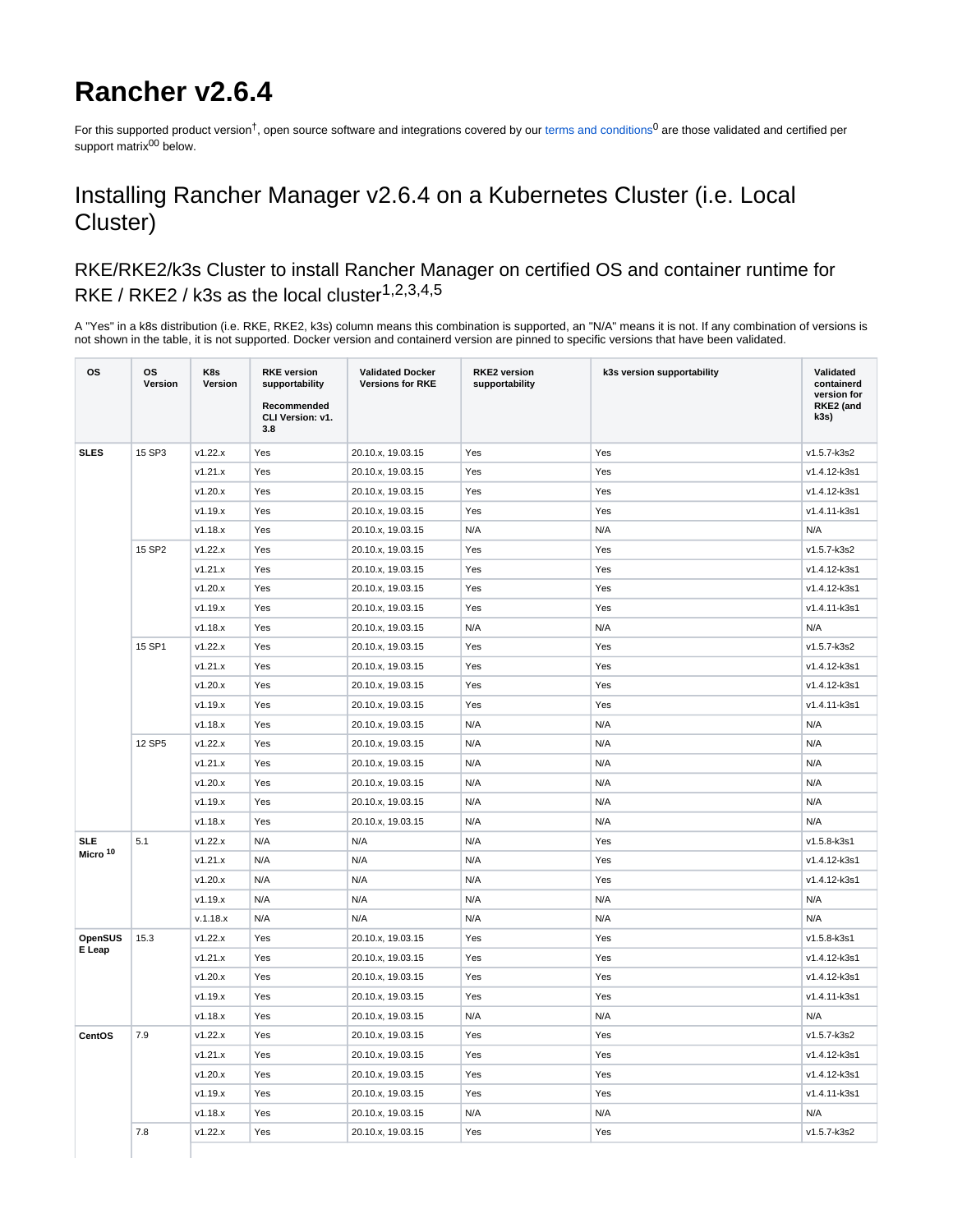# Rancher v2.6.4

For this supported product version[†], open source software and integrations covered by our terms and conditions[0] are those validated and certified per support matrix[00] below.

## Installing Rancher Manager v2.6.4 on a Kubernetes Cluster (i.e. Local Cluster)

### RKE/RKE2/k3s Cluster to install Rancher Manager on certified OS and container runtime for RKE / RKE2 / k3s as the local cluster[1,2,3,4,5]

A "Yes" in a k8s distribution (i.e. RKE, RKE2, k3s) column means this combination is supported, an "N/A" means it is not. If any combination of versions is not shown in the table, it is not supported. Docker version and containerd version are pinned to specific versions that have been validated.

| OS | OS Version | K8s Version | RKE version supportability<br><br>Recommended CLI Version: v1.3.8 | Validated Docker Versions for RKE | RKE2 version supportability | k3s version supportability | Validated containerd version for RKE2 (and k3s) |
|---|---|---|---|---|---|---|---|
| SLES | 15 SP3 | v1.22.x | Yes | 20.10.x, 19.03.15 | Yes | Yes | v1.5.7-k3s2 |
| | | v1.21.x | Yes | 20.10.x, 19.03.15 | Yes | Yes | v1.4.12-k3s1 |
| | | v1.20.x | Yes | 20.10.x, 19.03.15 | Yes | Yes | v1.4.12-k3s1 |
| | | v1.19.x | Yes | 20.10.x, 19.03.15 | Yes | Yes | v1.4.11-k3s1 |
| | | v1.18.x | Yes | 20.10.x, 19.03.15 | N/A | N/A | N/A |
| | 15 SP2 | v1.22.x | Yes | 20.10.x, 19.03.15 | Yes | Yes | v1.5.7-k3s2 |
| | | v1.21.x | Yes | 20.10.x, 19.03.15 | Yes | Yes | v1.4.12-k3s1 |
| | | v1.20.x | Yes | 20.10.x, 19.03.15 | Yes | Yes | v1.4.12-k3s1 |
| | | v1.19.x | Yes | 20.10.x, 19.03.15 | Yes | Yes | v1.4.11-k3s1 |
| | | v1.18.x | Yes | 20.10.x, 19.03.15 | N/A | N/A | N/A |
| | 15 SP1 | v1.22.x | Yes | 20.10.x, 19.03.15 | Yes | Yes | v1.5.7-k3s2 |
| | | v1.21.x | Yes | 20.10.x, 19.03.15 | Yes | Yes | v1.4.12-k3s1 |
| | | v1.20.x | Yes | 20.10.x, 19.03.15 | Yes | Yes | v1.4.12-k3s1 |
| | | v1.19.x | Yes | 20.10.x, 19.03.15 | Yes | Yes | v1.4.11-k3s1 |
| | | v1.18.x | Yes | 20.10.x, 19.03.15 | N/A | N/A | N/A |
| | 12 SP5 | v1.22.x | Yes | 20.10.x, 19.03.15 | N/A | N/A | N/A |
| | | v1.21.x | Yes | 20.10.x, 19.03.15 | N/A | N/A | N/A |
| | | v1.20.x | Yes | 20.10.x, 19.03.15 | N/A | N/A | N/A |
| | | v1.19.x | Yes | 20.10.x, 19.03.15 | N/A | N/A | N/A |
| | | v1.18.x | Yes | 20.10.x, 19.03.15 | N/A | N/A | N/A |
| SLE Micro [10] | 5.1 | v1.22.x | N/A | N/A | N/A | Yes | v1.5.8-k3s1 |
| | | v1.21.x | N/A | N/A | N/A | Yes | v1.4.12-k3s1 |
| | | v1.20.x | N/A | N/A | N/A | Yes | v1.4.12-k3s1 |
| | | v1.19.x | N/A | N/A | N/A | N/A | N/A |
| | | v.1.18.x | N/A | N/A | N/A | N/A | N/A |
| OpenSUSE Leap | 15.3 | v1.22.x | Yes | 20.10.x, 19.03.15 | Yes | Yes | v1.5.8-k3s1 |
| | | v1.21.x | Yes | 20.10.x, 19.03.15 | Yes | Yes | v1.4.12-k3s1 |
| | | v1.20.x | Yes | 20.10.x, 19.03.15 | Yes | Yes | v1.4.12-k3s1 |
| | | v1.19.x | Yes | 20.10.x, 19.03.15 | Yes | Yes | v1.4.11-k3s1 |
| | | v1.18.x | Yes | 20.10.x, 19.03.15 | N/A | N/A | N/A |
| CentOS | 7.9 | v1.22.x | Yes | 20.10.x, 19.03.15 | Yes | Yes | v1.5.7-k3s2 |
| | | v1.21.x | Yes | 20.10.x, 19.03.15 | Yes | Yes | v1.4.12-k3s1 |
| | | v1.20.x | Yes | 20.10.x, 19.03.15 | Yes | Yes | v1.4.12-k3s1 |
| | | v1.19.x | Yes | 20.10.x, 19.03.15 | Yes | Yes | v1.4.11-k3s1 |
| | | v1.18.x | Yes | 20.10.x, 19.03.15 | N/A | N/A | N/A |
| | 7.8 | v1.22.x | Yes | 20.10.x, 19.03.15 | Yes | Yes | v1.5.7-k3s2 |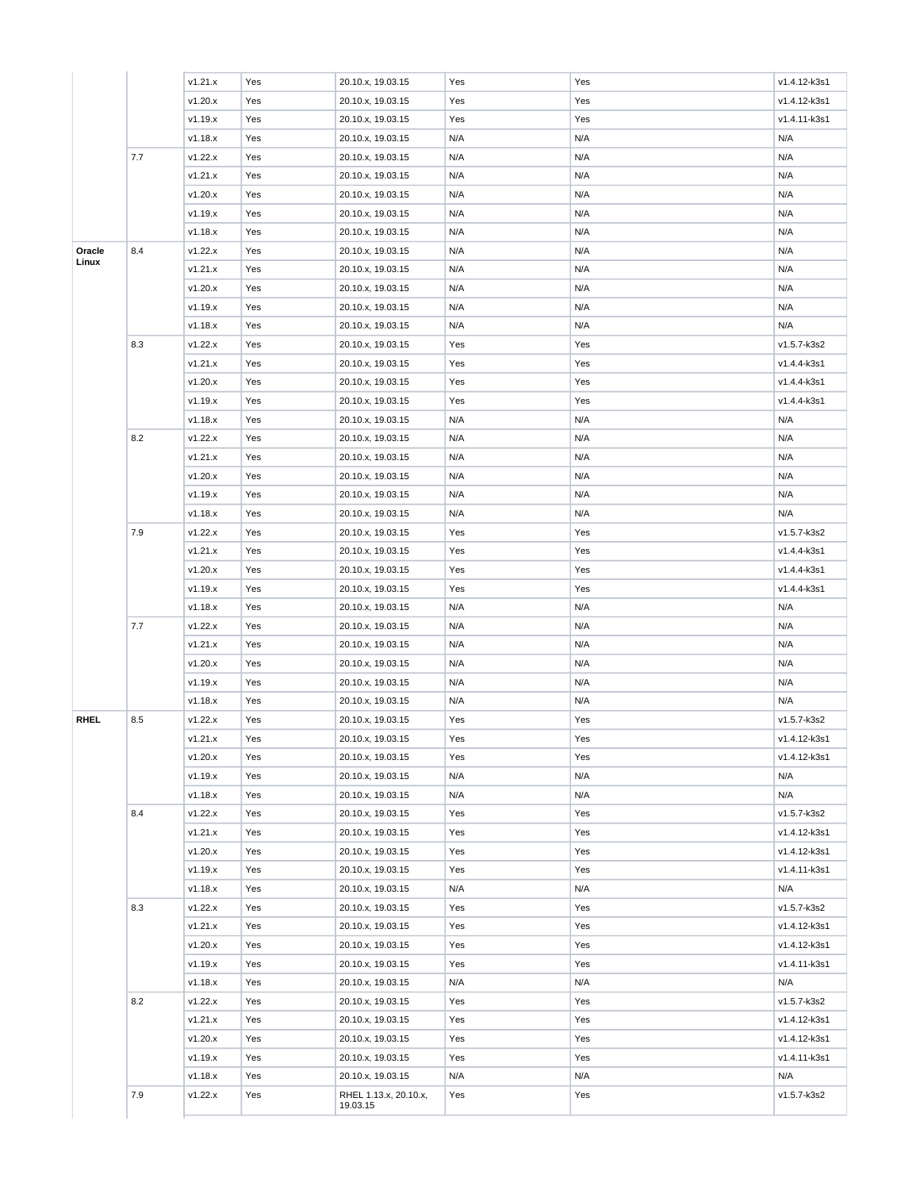|  |  | v1.21.x | Yes | 20.10.x, 19.03.15 | Yes | Yes | v1.4.12-k3s1 |
| --- | --- | --- | --- | --- | --- | --- | --- |
|  |  | v1.20.x | Yes | 20.10.x, 19.03.15 | Yes | Yes | v1.4.12-k3s1 |
|  |  | v1.19.x | Yes | 20.10.x, 19.03.15 | Yes | Yes | v1.4.11-k3s1 |
|  |  | v1.18.x | Yes | 20.10.x, 19.03.15 | N/A | N/A | N/A |
|  | 7.7 | v1.22.x | Yes | 20.10.x, 19.03.15 | N/A | N/A | N/A |
|  |  | v1.21.x | Yes | 20.10.x, 19.03.15 | N/A | N/A | N/A |
|  |  | v1.20.x | Yes | 20.10.x, 19.03.15 | N/A | N/A | N/A |
|  |  | v1.19.x | Yes | 20.10.x, 19.03.15 | N/A | N/A | N/A |
|  |  | v1.18.x | Yes | 20.10.x, 19.03.15 | N/A | N/A | N/A |
| **Oracle Linux** | 8.4 | v1.22.x | Yes | 20.10.x, 19.03.15 | N/A | N/A | N/A |
|  |  | v1.21.x | Yes | 20.10.x, 19.03.15 | N/A | N/A | N/A |
|  |  | v1.20.x | Yes | 20.10.x, 19.03.15 | N/A | N/A | N/A |
|  |  | v1.19.x | Yes | 20.10.x, 19.03.15 | N/A | N/A | N/A |
|  |  | v1.18.x | Yes | 20.10.x, 19.03.15 | N/A | N/A | N/A |
|  | 8.3 | v1.22.x | Yes | 20.10.x, 19.03.15 | Yes | Yes | v1.5.7-k3s2 |
|  |  | v1.21.x | Yes | 20.10.x, 19.03.15 | Yes | Yes | v1.4.4-k3s1 |
|  |  | v1.20.x | Yes | 20.10.x, 19.03.15 | Yes | Yes | v1.4.4-k3s1 |
|  |  | v1.19.x | Yes | 20.10.x, 19.03.15 | Yes | Yes | v1.4.4-k3s1 |
|  |  | v1.18.x | Yes | 20.10.x, 19.03.15 | N/A | N/A | N/A |
|  | 8.2 | v1.22.x | Yes | 20.10.x, 19.03.15 | N/A | N/A | N/A |
|  |  | v1.21.x | Yes | 20.10.x, 19.03.15 | N/A | N/A | N/A |
|  |  | v1.20.x | Yes | 20.10.x, 19.03.15 | N/A | N/A | N/A |
|  |  | v1.19.x | Yes | 20.10.x, 19.03.15 | N/A | N/A | N/A |
|  |  | v1.18.x | Yes | 20.10.x, 19.03.15 | N/A | N/A | N/A |
|  | 7.9 | v1.22.x | Yes | 20.10.x, 19.03.15 | Yes | Yes | v1.5.7-k3s2 |
|  |  | v1.21.x | Yes | 20.10.x, 19.03.15 | Yes | Yes | v1.4.4-k3s1 |
|  |  | v1.20.x | Yes | 20.10.x, 19.03.15 | Yes | Yes | v1.4.4-k3s1 |
|  |  | v1.19.x | Yes | 20.10.x, 19.03.15 | Yes | Yes | v1.4.4-k3s1 |
|  |  | v1.18.x | Yes | 20.10.x, 19.03.15 | N/A | N/A | N/A |
|  | 7.7 | v1.22.x | Yes | 20.10.x, 19.03.15 | N/A | N/A | N/A |
|  |  | v1.21.x | Yes | 20.10.x, 19.03.15 | N/A | N/A | N/A |
|  |  | v1.20.x | Yes | 20.10.x, 19.03.15 | N/A | N/A | N/A |
|  |  | v1.19.x | Yes | 20.10.x, 19.03.15 | N/A | N/A | N/A |
|  |  | v1.18.x | Yes | 20.10.x, 19.03.15 | N/A | N/A | N/A |
| **RHEL** | 8.5 | v1.22.x | Yes | 20.10.x, 19.03.15 | Yes | Yes | v1.5.7-k3s2 |
|  |  | v1.21.x | Yes | 20.10.x, 19.03.15 | Yes | Yes | v1.4.12-k3s1 |
|  |  | v1.20.x | Yes | 20.10.x, 19.03.15 | Yes | Yes | v1.4.12-k3s1 |
|  |  | v1.19.x | Yes | 20.10.x, 19.03.15 | N/A | N/A | N/A |
|  |  | v1.18.x | Yes | 20.10.x, 19.03.15 | N/A | N/A | N/A |
|  | 8.4 | v1.22.x | Yes | 20.10.x, 19.03.15 | Yes | Yes | v1.5.7-k3s2 |
|  |  | v1.21.x | Yes | 20.10.x, 19.03.15 | Yes | Yes | v1.4.12-k3s1 |
|  |  | v1.20.x | Yes | 20.10.x, 19.03.15 | Yes | Yes | v1.4.12-k3s1 |
|  |  | v1.19.x | Yes | 20.10.x, 19.03.15 | Yes | Yes | v1.4.11-k3s1 |
|  |  | v1.18.x | Yes | 20.10.x, 19.03.15 | N/A | N/A | N/A |
|  | 8.3 | v1.22.x | Yes | 20.10.x, 19.03.15 | Yes | Yes | v1.5.7-k3s2 |
|  |  | v1.21.x | Yes | 20.10.x, 19.03.15 | Yes | Yes | v1.4.12-k3s1 |
|  |  | v1.20.x | Yes | 20.10.x, 19.03.15 | Yes | Yes | v1.4.12-k3s1 |
|  |  | v1.19.x | Yes | 20.10.x, 19.03.15 | Yes | Yes | v1.4.11-k3s1 |
|  |  | v1.18.x | Yes | 20.10.x, 19.03.15 | N/A | N/A | N/A |
|  | 8.2 | v1.22.x | Yes | 20.10.x, 19.03.15 | Yes | Yes | v1.5.7-k3s2 |
|  |  | v1.21.x | Yes | 20.10.x, 19.03.15 | Yes | Yes | v1.4.12-k3s1 |
|  |  | v1.20.x | Yes | 20.10.x, 19.03.15 | Yes | Yes | v1.4.12-k3s1 |
|  |  | v1.19.x | Yes | 20.10.x, 19.03.15 | Yes | Yes | v1.4.11-k3s1 |
|  |  | v1.18.x | Yes | 20.10.x, 19.03.15 | N/A | N/A | N/A |
|  | 7.9 | v1.22.x | Yes | RHEL 1.13.x, 20.10.x, 19.03.15 | Yes | Yes | v1.5.7-k3s2 |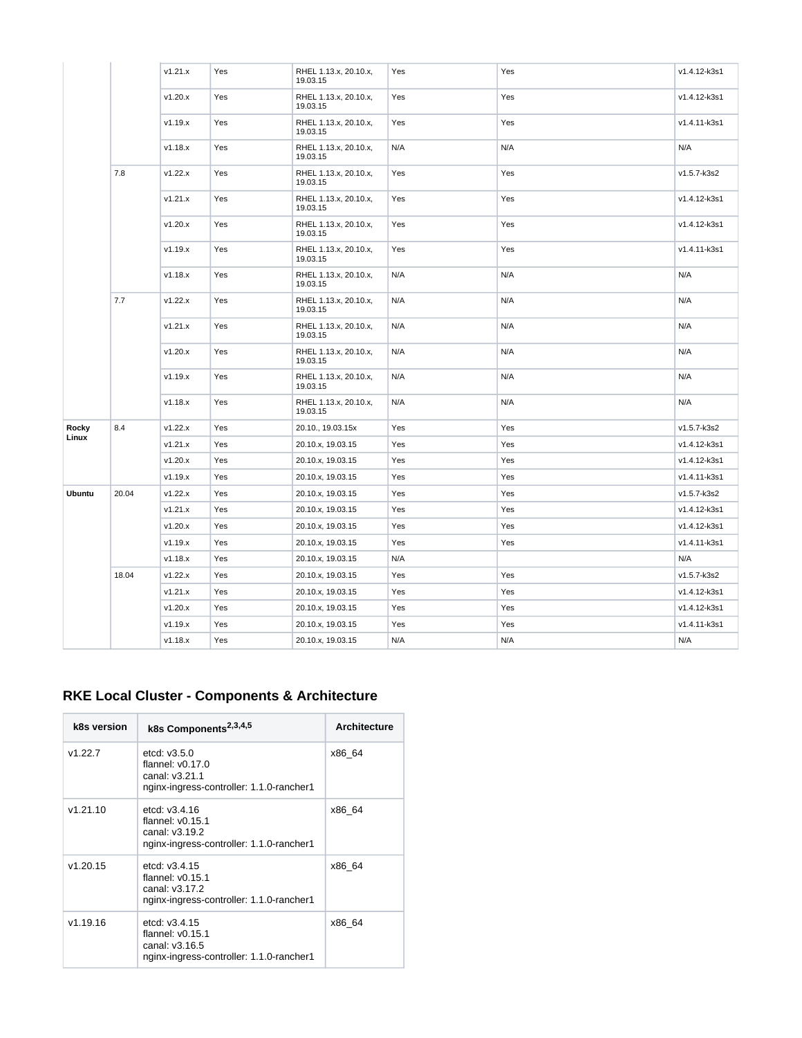| | | v1.21.x | Yes | RHEL 1.13.x, 20.10.x, 19.03.15 | Yes | Yes | v1.4.12-k3s1 |
|---|---|---|---|---|---|---|---|
| | | v1.20.x | Yes | RHEL 1.13.x, 20.10.x, 19.03.15 | Yes | Yes | v1.4.12-k3s1 |
| | | v1.19.x | Yes | RHEL 1.13.x, 20.10.x, 19.03.15 | Yes | Yes | v1.4.11-k3s1 |
| | | v1.18.x | Yes | RHEL 1.13.x, 20.10.x, 19.03.15 | N/A | N/A | N/A |
| | 7.8 | v1.22.x | Yes | RHEL 1.13.x, 20.10.x, 19.03.15 | Yes | Yes | v1.5.7-k3s2 |
| | | v1.21.x | Yes | RHEL 1.13.x, 20.10.x, 19.03.15 | Yes | Yes | v1.4.12-k3s1 |
| | | v1.20.x | Yes | RHEL 1.13.x, 20.10.x, 19.03.15 | Yes | Yes | v1.4.12-k3s1 |
| | | v1.19.x | Yes | RHEL 1.13.x, 20.10.x, 19.03.15 | Yes | Yes | v1.4.11-k3s1 |
| | | v1.18.x | Yes | RHEL 1.13.x, 20.10.x, 19.03.15 | N/A | N/A | N/A |
| | 7.7 | v1.22.x | Yes | RHEL 1.13.x, 20.10.x, 19.03.15 | N/A | N/A | N/A |
| | | v1.21.x | Yes | RHEL 1.13.x, 20.10.x, 19.03.15 | N/A | N/A | N/A |
| | | v1.20.x | Yes | RHEL 1.13.x, 20.10.x, 19.03.15 | N/A | N/A | N/A |
| | | v1.19.x | Yes | RHEL 1.13.x, 20.10.x, 19.03.15 | N/A | N/A | N/A |
| | | v1.18.x | Yes | RHEL 1.13.x, 20.10.x, 19.03.15 | N/A | N/A | N/A |
| **Rocky Linux** | 8.4 | v1.22.x | Yes | 20.10., 19.03.15x | Yes | Yes | v1.5.7-k3s2 |
| | | v1.21.x | Yes | 20.10.x, 19.03.15 | Yes | Yes | v1.4.12-k3s1 |
| | | v1.20.x | Yes | 20.10.x, 19.03.15 | Yes | Yes | v1.4.12-k3s1 |
| | | v1.19.x | Yes | 20.10.x, 19.03.15 | Yes | Yes | v1.4.11-k3s1 |
| **Ubuntu** | 20.04 | v1.22.x | Yes | 20.10.x, 19.03.15 | Yes | Yes | v1.5.7-k3s2 |
| | | v1.21.x | Yes | 20.10.x, 19.03.15 | Yes | Yes | v1.4.12-k3s1 |
| | | v1.20.x | Yes | 20.10.x, 19.03.15 | Yes | Yes | v1.4.12-k3s1 |
| | | v1.19.x | Yes | 20.10.x, 19.03.15 | Yes | Yes | v1.4.11-k3s1 |
| | | v1.18.x | Yes | 20.10.x, 19.03.15 | N/A | | N/A |
| | 18.04 | v1.22.x | Yes | 20.10.x, 19.03.15 | Yes | Yes | v1.5.7-k3s2 |
| | | v1.21.x | Yes | 20.10.x, 19.03.15 | Yes | Yes | v1.4.12-k3s1 |
| | | v1.20.x | Yes | 20.10.x, 19.03.15 | Yes | Yes | v1.4.12-k3s1 |
| | | v1.19.x | Yes | 20.10.x, 19.03.15 | Yes | Yes | v1.4.11-k3s1 |
| | | v1.18.x | Yes | 20.10.x, 19.03.15 | N/A | N/A | N/A |

## RKE Local Cluster - Components & Architecture

| k8s version | k8s Components[2,3,4,5] | Architecture |
|---|---|---|
| v1.22.7 | etcd: v3.5.0<br>flannel: v0.17.0<br>canal: v3.21.1<br>nginx-ingress-controller: 1.1.0-rancher1 | x86_64 |
| v1.21.10 | etcd: v3.4.16<br>flannel: v0.15.1<br>canal: v3.19.2<br>nginx-ingress-controller: 1.1.0-rancher1 | x86_64 |
| v1.20.15 | etcd: v3.4.15<br>flannel: v0.15.1<br>canal: v3.17.2<br>nginx-ingress-controller: 1.1.0-rancher1 | x86_64 |
| v1.19.16 | etcd: v3.4.15<br>flannel: v0.15.1<br>canal: v3.16.5<br>nginx-ingress-controller: 1.1.0-rancher1 | x86_64 |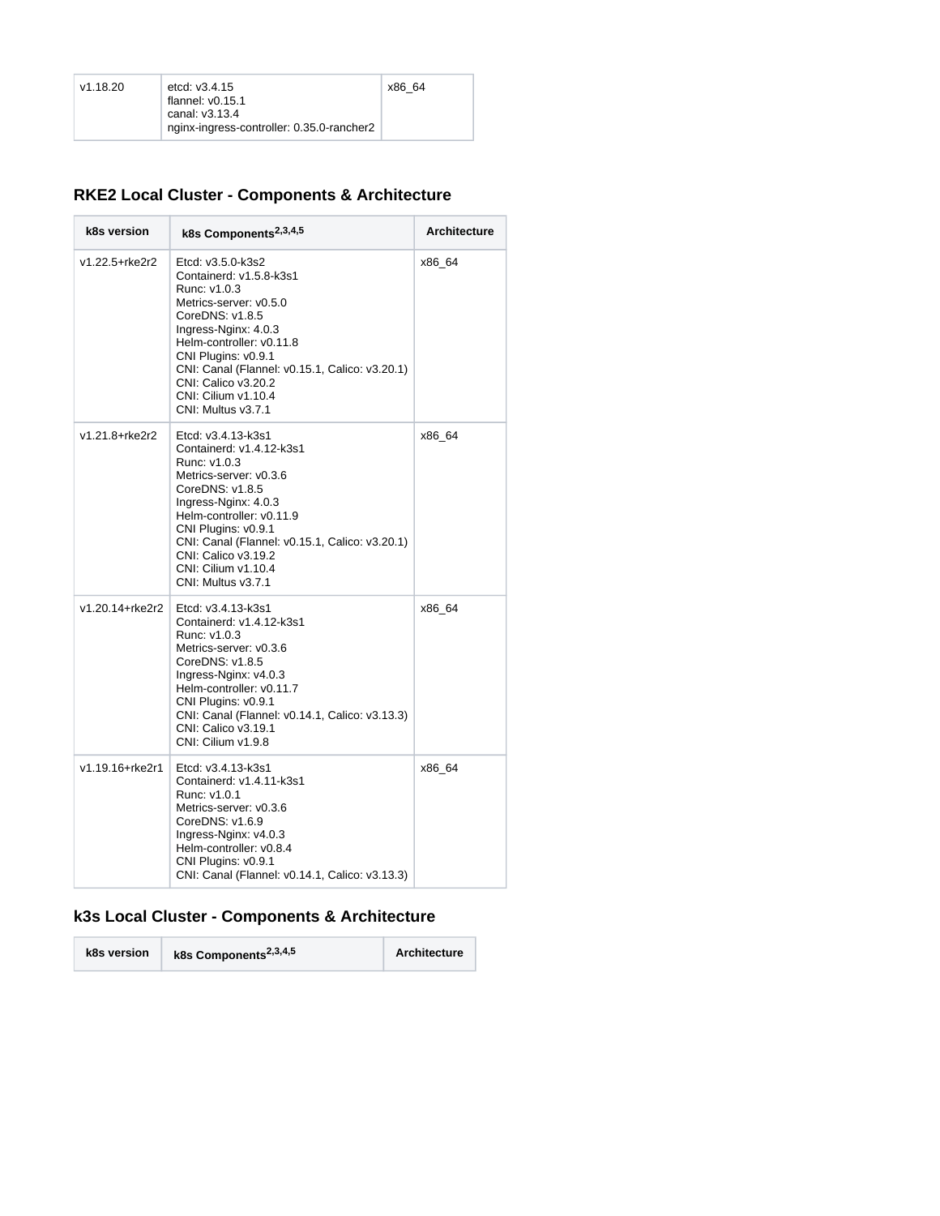| v1.18.20 | etcd: v3.4.15<br>flannel: v0.15.1<br>canal: v3.13.4<br>nginx-ingress-controller: 0.35.0-rancher2 | x86_64 |
|---|---|---|

## RKE2 Local Cluster - Components & Architecture

| k8s version | k8s Components[2,3,4,5] | Architecture |
|---|---|---|
| v1.22.5+rke2r2 | Etcd: v3.5.0-k3s2<br>Containerd: v1.5.8-k3s1<br>Runc: v1.0.3<br>Metrics-server: v0.5.0<br>CoreDNS: v1.8.5<br>Ingress-Nginx: 4.0.3<br>Helm-controller: v0.11.8<br>CNI Plugins: v0.9.1<br>CNI: Canal (Flannel: v0.15.1, Calico: v3.20.1)<br>CNI: Calico v3.20.2<br>CNI: Cilium v1.10.4<br>CNI: Multus v3.7.1 | x86_64 |
| v1.21.8+rke2r2 | Etcd: v3.4.13-k3s1<br>Containerd: v1.4.12-k3s1<br>Runc: v1.0.3<br>Metrics-server: v0.3.6<br>CoreDNS: v1.8.5<br>Ingress-Nginx: 4.0.3<br>Helm-controller: v0.11.9<br>CNI Plugins: v0.9.1<br>CNI: Canal (Flannel: v0.15.1, Calico: v3.20.1)<br>CNI: Calico v3.19.2<br>CNI: Cilium v1.10.4<br>CNI: Multus v3.7.1 | x86_64 |
| v1.20.14+rke2r2 | Etcd: v3.4.13-k3s1<br>Containerd: v1.4.12-k3s1<br>Runc: v1.0.3<br>Metrics-server: v0.3.6<br>CoreDNS: v1.8.5<br>Ingress-Nginx: v4.0.3<br>Helm-controller: v0.11.7<br>CNI Plugins: v0.9.1<br>CNI: Canal (Flannel: v0.14.1, Calico: v3.13.3)<br>CNI: Calico v3.19.1<br>CNI: Cilium v1.9.8 | x86_64 |
| v1.19.16+rke2r1 | Etcd: v3.4.13-k3s1<br>Containerd: v1.4.11-k3s1<br>Runc: v1.0.1<br>Metrics-server: v0.3.6<br>CoreDNS: v1.6.9<br>Ingress-Nginx: v4.0.3<br>Helm-controller: v0.8.4<br>CNI Plugins: v0.9.1<br>CNI: Canal (Flannel: v0.14.1, Calico: v3.13.3) | x86_64 |

## k3s Local Cluster - Components & Architecture

| k8s version | k8s Components[2,3,4,5] | Architecture |
|---|---|---|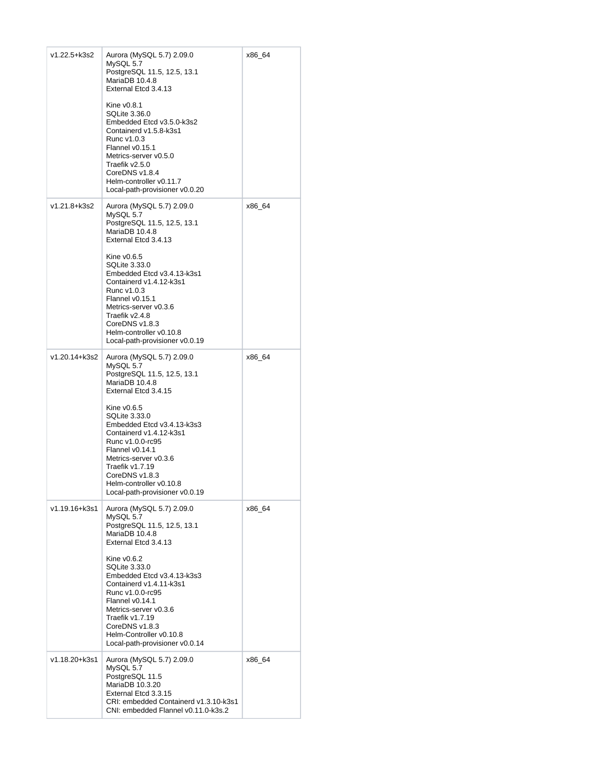| | | |
|---|---|---|
| v1.22.5+k3s2 | Aurora (MySQL 5.7) 2.09.0<br>MySQL 5.7<br>PostgreSQL 11.5, 12.5, 13.1<br>MariaDB 10.4.8<br>External Etcd 3.4.13<br><br>Kine v0.8.1<br>SQLite 3.36.0<br>Embedded Etcd v3.5.0-k3s2<br>Containerd v1.5.8-k3s1<br>Runc v1.0.3<br>Flannel v0.15.1<br>Metrics-server v0.5.0<br>Traefik v2.5.0<br>CoreDNS v1.8.4<br>Helm-controller v0.11.7<br>Local-path-provisioner v0.0.20 | x86_64 |
| v1.21.8+k3s2 | Aurora (MySQL 5.7) 2.09.0<br>MySQL 5.7<br>PostgreSQL 11.5, 12.5, 13.1<br>MariaDB 10.4.8<br>External Etcd 3.4.13<br><br>Kine v0.6.5<br>SQLite 3.33.0<br>Embedded Etcd v3.4.13-k3s1<br>Containerd v1.4.12-k3s1<br>Runc v1.0.3<br>Flannel v0.15.1<br>Metrics-server v0.3.6<br>Traefik v2.4.8<br>CoreDNS v1.8.3<br>Helm-controller v0.10.8<br>Local-path-provisioner v0.0.19 | x86_64 |
| v1.20.14+k3s2 | Aurora (MySQL 5.7) 2.09.0<br>MySQL 5.7<br>PostgreSQL 11.5, 12.5, 13.1<br>MariaDB 10.4.8<br>External Etcd 3.4.15<br><br>Kine v0.6.5<br>SQLite 3.33.0<br>Embedded Etcd v3.4.13-k3s3<br>Containerd v1.4.12-k3s1<br>Runc v1.0.0-rc95<br>Flannel v0.14.1<br>Metrics-server v0.3.6<br>Traefik v1.7.19<br>CoreDNS v1.8.3<br>Helm-controller v0.10.8<br>Local-path-provisioner v0.0.19 | x86_64 |
| v1.19.16+k3s1 | Aurora (MySQL 5.7) 2.09.0<br>MySQL 5.7<br>PostgreSQL 11.5, 12.5, 13.1<br>MariaDB 10.4.8<br>External Etcd 3.4.13<br><br>Kine v0.6.2<br>SQLite 3.33.0<br>Embedded Etcd v3.4.13-k3s3<br>Containerd v1.4.11-k3s1<br>Runc v1.0.0-rc95<br>Flannel v0.14.1<br>Metrics-server v0.3.6<br>Traefik v1.7.19<br>CoreDNS v1.8.3<br>Helm-Controller v0.10.8<br>Local-path-provisioner v0.0.14 | x86_64 |
| v1.18.20+k3s1 | Aurora (MySQL 5.7) 2.09.0<br>MySQL 5.7<br>PostgreSQL 11.5<br>MariaDB 10.3.20<br>External Etcd 3.3.15<br>CRI: embedded Containerd v1.3.10-k3s1<br>CNI: embedded Flannel v0.11.0-k3s.2 | x86_64 |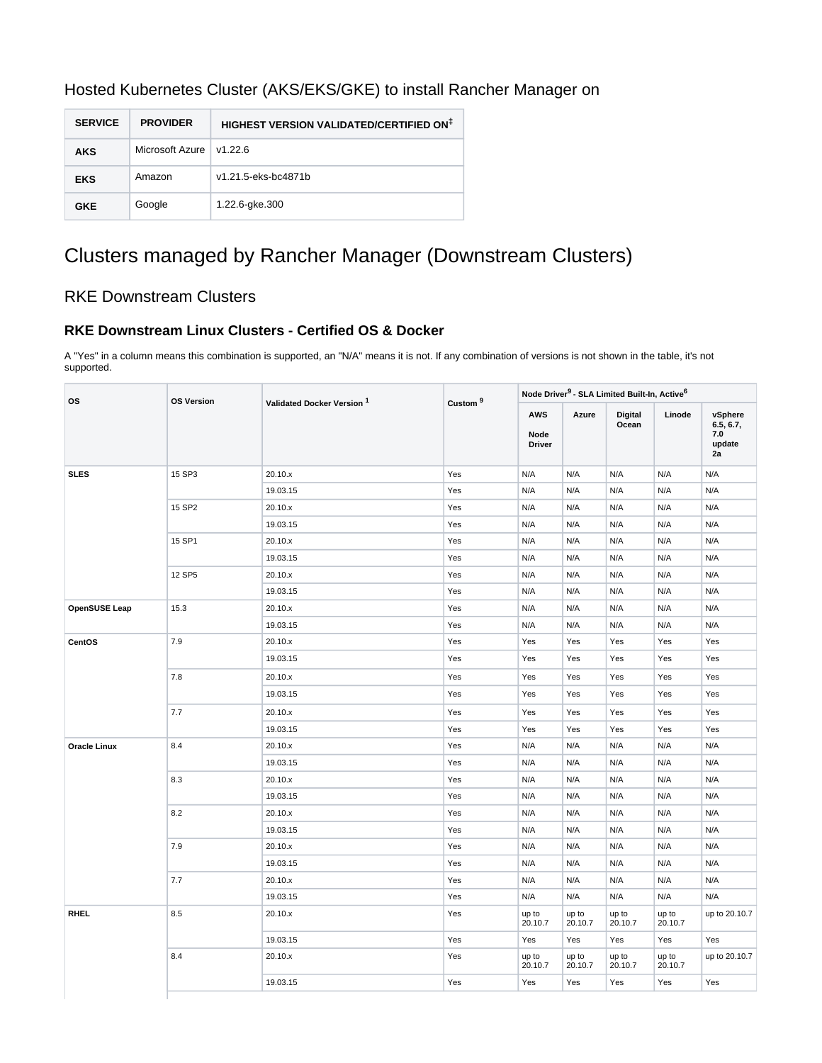### Hosted Kubernetes Cluster (AKS/EKS/GKE) to install Rancher Manager on

| SERVICE | PROVIDER | HIGHEST VERSION VALIDATED/CERTIFIED ON‡ |
|---|---|---|
| **AKS** | Microsoft Azure | v1.22.6 |
| **EKS** | Amazon | v1.21.5-eks-bc4871b |
| **GKE** | Google | 1.22.6-gke.300 |

# Clusters managed by Rancher Manager (Downstream Clusters)

## RKE Downstream Clusters

### RKE Downstream Linux Clusters - Certified OS & Docker

A "Yes" in a column means this combination is supported, an "N/A" means it is not. If any combination of versions is not shown in the table, it's not supported.

| OS | OS Version | Validated Docker Version [1] | Custom [9] | Node Driver[9] - SLA Limited Built-In, Active[6] | | | | |
|---|---|---|---|---|---|---|---|---|
| | | | | AWS Node Driver | Azure | Digital Ocean | Linode | vSphere 6.5, 6.7, 7.0 update 2a |
| **SLES** | 15 SP3 | 20.10.x | Yes | N/A | N/A | N/A | N/A | N/A |
| | | 19.03.15 | Yes | N/A | N/A | N/A | N/A | N/A |
| | 15 SP2 | 20.10.x | Yes | N/A | N/A | N/A | N/A | N/A |
| | | 19.03.15 | Yes | N/A | N/A | N/A | N/A | N/A |
| | 15 SP1 | 20.10.x | Yes | N/A | N/A | N/A | N/A | N/A |
| | | 19.03.15 | Yes | N/A | N/A | N/A | N/A | N/A |
| | 12 SP5 | 20.10.x | Yes | N/A | N/A | N/A | N/A | N/A |
| | | 19.03.15 | Yes | N/A | N/A | N/A | N/A | N/A |
| **OpenSUSE Leap** | 15.3 | 20.10.x | Yes | N/A | N/A | N/A | N/A | N/A |
| | | 19.03.15 | Yes | N/A | N/A | N/A | N/A | N/A |
| **CentOS** | 7.9 | 20.10.x | Yes | Yes | Yes | Yes | Yes | Yes |
| | | 19.03.15 | Yes | Yes | Yes | Yes | Yes | Yes |
| | 7.8 | 20.10.x | Yes | Yes | Yes | Yes | Yes | Yes |
| | | 19.03.15 | Yes | Yes | Yes | Yes | Yes | Yes |
| | 7.7 | 20.10.x | Yes | Yes | Yes | Yes | Yes | Yes |
| | | 19.03.15 | Yes | Yes | Yes | Yes | Yes | Yes |
| **Oracle Linux** | 8.4 | 20.10.x | Yes | N/A | N/A | N/A | N/A | N/A |
| | | 19.03.15 | Yes | N/A | N/A | N/A | N/A | N/A |
| | 8.3 | 20.10.x | Yes | N/A | N/A | N/A | N/A | N/A |
| | | 19.03.15 | Yes | N/A | N/A | N/A | N/A | N/A |
| | 8.2 | 20.10.x | Yes | N/A | N/A | N/A | N/A | N/A |
| | | 19.03.15 | Yes | N/A | N/A | N/A | N/A | N/A |
| | 7.9 | 20.10.x | Yes | N/A | N/A | N/A | N/A | N/A |
| | | 19.03.15 | Yes | N/A | N/A | N/A | N/A | N/A |
| | 7.7 | 20.10.x | Yes | N/A | N/A | N/A | N/A | N/A |
| | | 19.03.15 | Yes | N/A | N/A | N/A | N/A | N/A |
| **RHEL** | 8.5 | 20.10.x | Yes | up to 20.10.7 | up to 20.10.7 | up to 20.10.7 | up to 20.10.7 | up to 20.10.7 |
| | | 19.03.15 | Yes | Yes | Yes | Yes | Yes | Yes |
| | 8.4 | 20.10.x | Yes | up to 20.10.7 | up to 20.10.7 | up to 20.10.7 | up to 20.10.7 | up to 20.10.7 |
| | | 19.03.15 | Yes | Yes | Yes | Yes | Yes | Yes |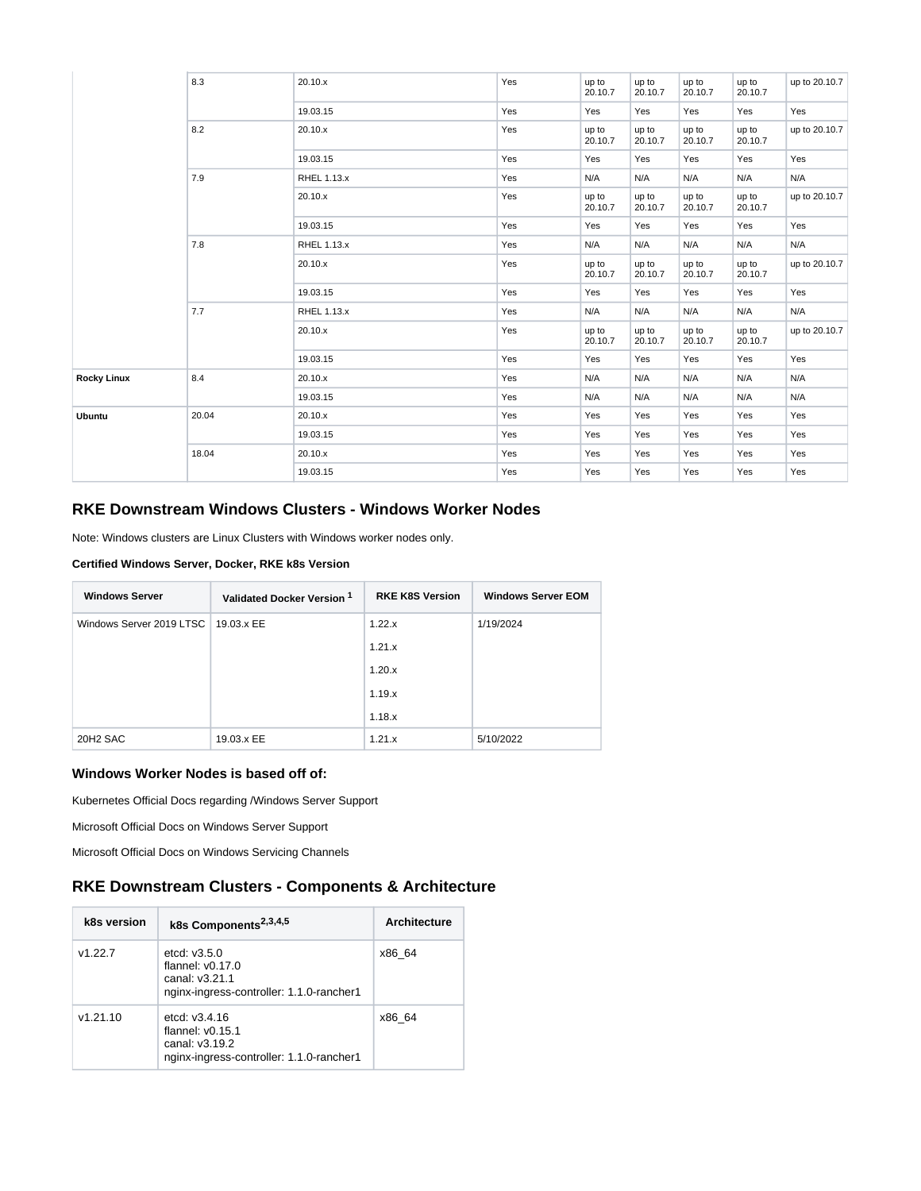| | | | | | | | | |
|---|---|---|---|---|---|---|---|---|
| | 8.3 | 20.10.x | Yes | up to 20.10.7 | up to 20.10.7 | up to 20.10.7 | up to 20.10.7 | up to 20.10.7 |
| | | 19.03.15 | Yes | Yes | Yes | Yes | Yes | Yes |
| | 8.2 | 20.10.x | Yes | up to 20.10.7 | up to 20.10.7 | up to 20.10.7 | up to 20.10.7 | up to 20.10.7 |
| | | 19.03.15 | Yes | Yes | Yes | Yes | Yes | Yes |
| | 7.9 | RHEL 1.13.x | Yes | N/A | N/A | N/A | N/A | N/A |
| | | 20.10.x | Yes | up to 20.10.7 | up to 20.10.7 | up to 20.10.7 | up to 20.10.7 | up to 20.10.7 |
| | | 19.03.15 | Yes | Yes | Yes | Yes | Yes | Yes |
| | 7.8 | RHEL 1.13.x | Yes | N/A | N/A | N/A | N/A | N/A |
| | | 20.10.x | Yes | up to 20.10.7 | up to 20.10.7 | up to 20.10.7 | up to 20.10.7 | up to 20.10.7 |
| | | 19.03.15 | Yes | Yes | Yes | Yes | Yes | Yes |
| | 7.7 | RHEL 1.13.x | Yes | N/A | N/A | N/A | N/A | N/A |
| | | 20.10.x | Yes | up to 20.10.7 | up to 20.10.7 | up to 20.10.7 | up to 20.10.7 | up to 20.10.7 |
| | | 19.03.15 | Yes | Yes | Yes | Yes | Yes | Yes |
| **Rocky Linux** | 8.4 | 20.10.x | Yes | N/A | N/A | N/A | N/A | N/A |
| | | 19.03.15 | Yes | N/A | N/A | N/A | N/A | N/A |
| **Ubuntu** | 20.04 | 20.10.x | Yes | Yes | Yes | Yes | Yes | Yes |
| | | 19.03.15 | Yes | Yes | Yes | Yes | Yes | Yes |
| | 18.04 | 20.10.x | Yes | Yes | Yes | Yes | Yes | Yes |
| | | 19.03.15 | Yes | Yes | Yes | Yes | Yes | Yes |

## RKE Downstream Windows Clusters - Windows Worker Nodes

Note: Windows clusters are Linux Clusters with Windows worker nodes only.

**Certified Windows Server, Docker, RKE k8s Version**

| Windows Server | Validated Docker Version [1] | RKE K8S Version | Windows Server EOM |
|---|---|---|---|
| Windows Server 2019 LTSC | 19.03.x EE | 1.22.x | 1/19/2024 |
| | | 1.21.x | |
| | | 1.20.x | |
| | | 1.19.x | |
| | | 1.18.x | |
| 20H2 SAC | 19.03.x EE | 1.21.x | 5/10/2022 |

### Windows Worker Nodes is based off of:

Kubernetes Official Docs regarding /Windows Server Support

Microsoft Official Docs on Windows Server Support

Microsoft Official Docs on Windows Servicing Channels

## RKE Downstream Clusters - Components & Architecture

| k8s version | k8s Components[2,3,4,5] | Architecture |
|---|---|---|
| v1.22.7 | etcd: v3.5.0<br>flannel: v0.17.0<br>canal: v3.21.1<br>nginx-ingress-controller: 1.1.0-rancher1 | x86_64 |
| v1.21.10 | etcd: v3.4.16<br>flannel: v0.15.1<br>canal: v3.19.2<br>nginx-ingress-controller: 1.1.0-rancher1 | x86_64 |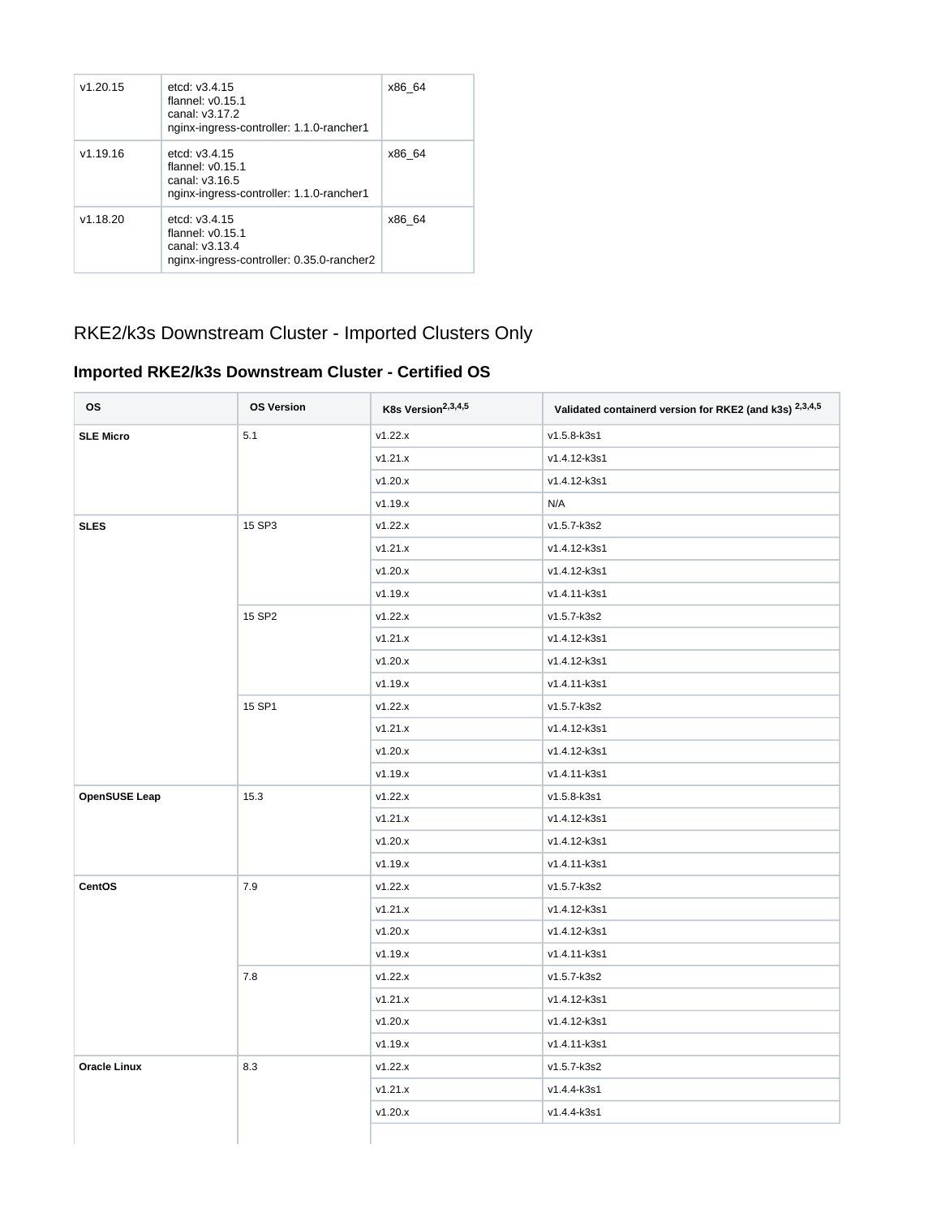| v1.20.15 | etcd: v3.4.15<br>flannel: v0.15.1<br>canal: v3.17.2<br>nginx-ingress-controller: 1.1.0-rancher1 | x86_64 |
|---|---|---|
| v1.19.16 | etcd: v3.4.15<br>flannel: v0.15.1<br>canal: v3.16.5<br>nginx-ingress-controller: 1.1.0-rancher1 | x86_64 |
| v1.18.20 | etcd: v3.4.15<br>flannel: v0.15.1<br>canal: v3.13.4<br>nginx-ingress-controller: 0.35.0-rancher2 | x86_64 |

## RKE2/k3s Downstream Cluster - Imported Clusters Only

### Imported RKE2/k3s Downstream Cluster - Certified OS

| OS | OS Version | K8s Version[2,3,4,5] | Validated containerd version for RKE2 (and k3s) [2,3,4,5] |
|---|---|---|---|
| **SLE Micro** | 5.1 | v1.22.x | v1.5.8-k3s1 |
| | | v1.21.x | v1.4.12-k3s1 |
| | | v1.20.x | v1.4.12-k3s1 |
| | | v1.19.x | N/A |
| **SLES** | 15 SP3 | v1.22.x | v1.5.7-k3s2 |
| | | v1.21.x | v1.4.12-k3s1 |
| | | v1.20.x | v1.4.12-k3s1 |
| | | v1.19.x | v1.4.11-k3s1 |
| | 15 SP2 | v1.22.x | v1.5.7-k3s2 |
| | | v1.21.x | v1.4.12-k3s1 |
| | | v1.20.x | v1.4.12-k3s1 |
| | | v1.19.x | v1.4.11-k3s1 |
| | 15 SP1 | v1.22.x | v1.5.7-k3s2 |
| | | v1.21.x | v1.4.12-k3s1 |
| | | v1.20.x | v1.4.12-k3s1 |
| | | v1.19.x | v1.4.11-k3s1 |
| **OpenSUSE Leap** | 15.3 | v1.22.x | v1.5.8-k3s1 |
| | | v1.21.x | v1.4.12-k3s1 |
| | | v1.20.x | v1.4.12-k3s1 |
| | | v1.19.x | v1.4.11-k3s1 |
| **CentOS** | 7.9 | v1.22.x | v1.5.7-k3s2 |
| | | v1.21.x | v1.4.12-k3s1 |
| | | v1.20.x | v1.4.12-k3s1 |
| | | v1.19.x | v1.4.11-k3s1 |
| | 7.8 | v1.22.x | v1.5.7-k3s2 |
| | | v1.21.x | v1.4.12-k3s1 |
| | | v1.20.x | v1.4.12-k3s1 |
| | | v1.19.x | v1.4.11-k3s1 |
| **Oracle Linux** | 8.3 | v1.22.x | v1.5.7-k3s2 |
| | | v1.21.x | v1.4.4-k3s1 |
| | | v1.20.x | v1.4.4-k3s1 |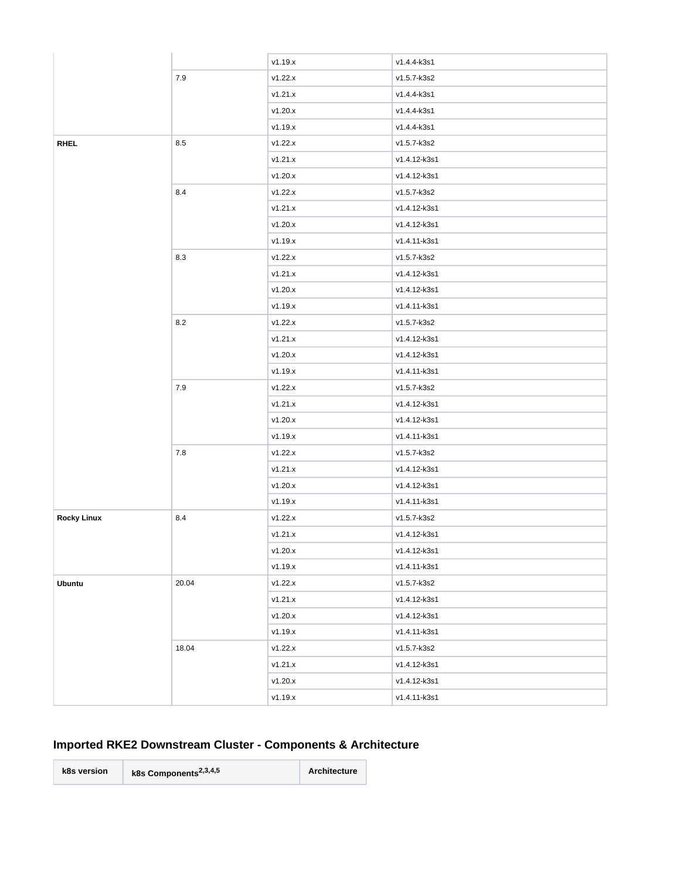| | | v1.19.x | v1.4.4-k3s1 |
|---|---|---|---|
| | 7.9 | v1.22.x | v1.5.7-k3s2 |
| | | v1.21.x | v1.4.4-k3s1 |
| | | v1.20.x | v1.4.4-k3s1 |
| | | v1.19.x | v1.4.4-k3s1 |
| **RHEL** | 8.5 | v1.22.x | v1.5.7-k3s2 |
| | | v1.21.x | v1.4.12-k3s1 |
| | | v1.20.x | v1.4.12-k3s1 |
| | 8.4 | v1.22.x | v1.5.7-k3s2 |
| | | v1.21.x | v1.4.12-k3s1 |
| | | v1.20.x | v1.4.12-k3s1 |
| | | v1.19.x | v1.4.11-k3s1 |
| | 8.3 | v1.22.x | v1.5.7-k3s2 |
| | | v1.21.x | v1.4.12-k3s1 |
| | | v1.20.x | v1.4.12-k3s1 |
| | | v1.19.x | v1.4.11-k3s1 |
| | 8.2 | v1.22.x | v1.5.7-k3s2 |
| | | v1.21.x | v1.4.12-k3s1 |
| | | v1.20.x | v1.4.12-k3s1 |
| | | v1.19.x | v1.4.11-k3s1 |
| | 7.9 | v1.22.x | v1.5.7-k3s2 |
| | | v1.21.x | v1.4.12-k3s1 |
| | | v1.20.x | v1.4.12-k3s1 |
| | | v1.19.x | v1.4.11-k3s1 |
| | 7.8 | v1.22.x | v1.5.7-k3s2 |
| | | v1.21.x | v1.4.12-k3s1 |
| | | v1.20.x | v1.4.12-k3s1 |
| | | v1.19.x | v1.4.11-k3s1 |
| **Rocky Linux** | 8.4 | v1.22.x | v1.5.7-k3s2 |
| | | v1.21.x | v1.4.12-k3s1 |
| | | v1.20.x | v1.4.12-k3s1 |
| | | v1.19.x | v1.4.11-k3s1 |
| **Ubuntu** | 20.04 | v1.22.x | v1.5.7-k3s2 |
| | | v1.21.x | v1.4.12-k3s1 |
| | | v1.20.x | v1.4.12-k3s1 |
| | | v1.19.x | v1.4.11-k3s1 |
| | 18.04 | v1.22.x | v1.5.7-k3s2 |
| | | v1.21.x | v1.4.12-k3s1 |
| | | v1.20.x | v1.4.12-k3s1 |
| | | v1.19.x | v1.4.11-k3s1 |

## Imported RKE2 Downstream Cluster - Components & Architecture

| k8s version | k8s Components[2,3,4,5] | Architecture |
|---|---|---|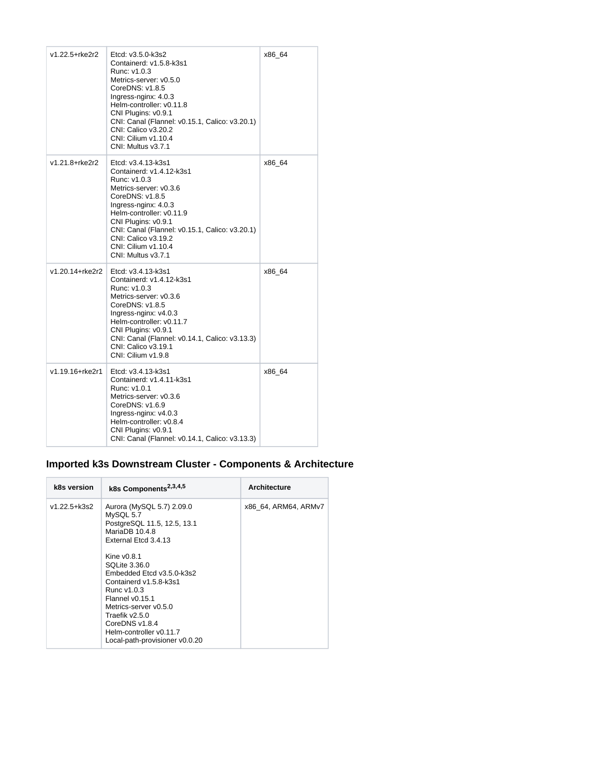| | | |
|---|---|---|
| v1.22.5+rke2r2 | Etcd: v3.5.0-k3s2<br>Containerd: v1.5.8-k3s1<br>Runc: v1.0.3<br>Metrics-server: v0.5.0<br>CoreDNS: v1.8.5<br>Ingress-nginx: 4.0.3<br>Helm-controller: v0.11.8<br>CNI Plugins: v0.9.1<br>CNI: Canal (Flannel: v0.15.1, Calico: v3.20.1)<br>CNI: Calico v3.20.2<br>CNI: Cilium v1.10.4<br>CNI: Multus v3.7.1 | x86_64 |
| v1.21.8+rke2r2 | Etcd: v3.4.13-k3s1<br>Containerd: v1.4.12-k3s1<br>Runc: v1.0.3<br>Metrics-server: v0.3.6<br>CoreDNS: v1.8.5<br>Ingress-nginx: 4.0.3<br>Helm-controller: v0.11.9<br>CNI Plugins: v0.9.1<br>CNI: Canal (Flannel: v0.15.1, Calico: v3.20.1)<br>CNI: Calico v3.19.2<br>CNI: Cilium v1.10.4<br>CNI: Multus v3.7.1 | x86_64 |
| v1.20.14+rke2r2 | Etcd: v3.4.13-k3s1<br>Containerd: v1.4.12-k3s1<br>Runc: v1.0.3<br>Metrics-server: v0.3.6<br>CoreDNS: v1.8.5<br>Ingress-nginx: v4.0.3<br>Helm-controller: v0.11.7<br>CNI Plugins: v0.9.1<br>CNI: Canal (Flannel: v0.14.1, Calico: v3.13.3)<br>CNI: Calico v3.19.1<br>CNI: Cilium v1.9.8 | x86_64 |
| v1.19.16+rke2r1 | Etcd: v3.4.13-k3s1<br>Containerd: v1.4.11-k3s1<br>Runc: v1.0.1<br>Metrics-server: v0.3.6<br>CoreDNS: v1.6.9<br>Ingress-nginx: v4.0.3<br>Helm-controller: v0.8.4<br>CNI Plugins: v0.9.1<br>CNI: Canal (Flannel: v0.14.1, Calico: v3.13.3) | x86_64 |

### Imported k3s Downstream Cluster - Components & Architecture

| k8s version | k8s Components[2,3,4,5] | Architecture |
|---|---|---|
| v1.22.5+k3s2 | Aurora (MySQL 5.7) 2.09.0<br>MySQL 5.7<br>PostgreSQL 11.5, 12.5, 13.1<br>MariaDB 10.4.8<br>External Etcd 3.4.13<br><br>Kine v0.8.1<br>SQLite 3.36.0<br>Embedded Etcd v3.5.0-k3s2<br>Containerd v1.5.8-k3s1<br>Runc v1.0.3<br>Flannel v0.15.1<br>Metrics-server v0.5.0<br>Traefik v2.5.0<br>CoreDNS v1.8.4<br>Helm-controller v0.11.7<br>Local-path-provisioner v0.0.20 | x86_64, ARM64, ARMv7 |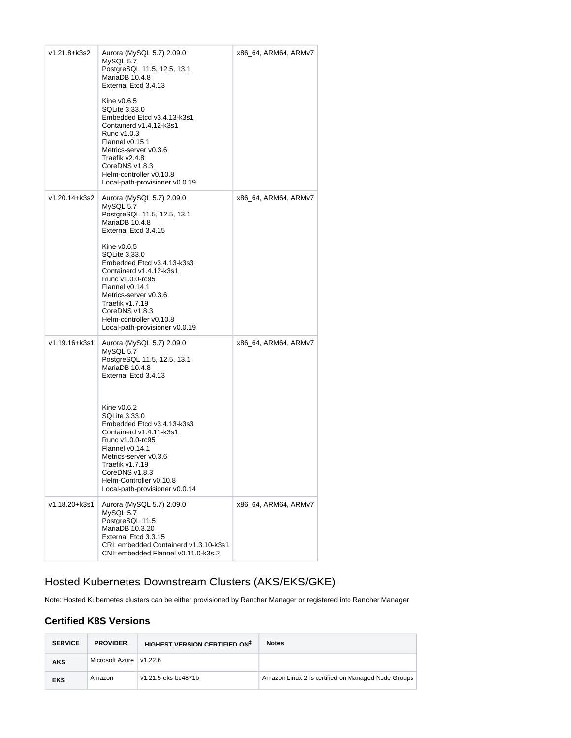| | | |
|---|---|---|
| v1.21.8+k3s2 | Aurora (MySQL 5.7) 2.09.0<br>MySQL 5.7<br>PostgreSQL 11.5, 12.5, 13.1<br>MariaDB 10.4.8<br>External Etcd 3.4.13<br><br>Kine v0.6.5<br>SQLite 3.33.0<br>Embedded Etcd v3.4.13-k3s1<br>Containerd v1.4.12-k3s1<br>Runc v1.0.3<br>Flannel v0.15.1<br>Metrics-server v0.3.6<br>Traefik v2.4.8<br>CoreDNS v1.8.3<br>Helm-controller v0.10.8<br>Local-path-provisioner v0.0.19 | x86_64, ARM64, ARMv7 |
| v1.20.14+k3s2 | Aurora (MySQL 5.7) 2.09.0<br>MySQL 5.7<br>PostgreSQL 11.5, 12.5, 13.1<br>MariaDB 10.4.8<br>External Etcd 3.4.15<br><br>Kine v0.6.5<br>SQLite 3.33.0<br>Embedded Etcd v3.4.13-k3s3<br>Containerd v1.4.12-k3s1<br>Runc v1.0.0-rc95<br>Flannel v0.14.1<br>Metrics-server v0.3.6<br>Traefik v1.7.19<br>CoreDNS v1.8.3<br>Helm-controller v0.10.8<br>Local-path-provisioner v0.0.19 | x86_64, ARM64, ARMv7 |
| v1.19.16+k3s1 | Aurora (MySQL 5.7) 2.09.0<br>MySQL 5.7<br>PostgreSQL 11.5, 12.5, 13.1<br>MariaDB 10.4.8<br>External Etcd 3.4.13<br><br>Kine v0.6.2<br>SQLite 3.33.0<br>Embedded Etcd v3.4.13-k3s3<br>Containerd v1.4.11-k3s1<br>Runc v1.0.0-rc95<br>Flannel v0.14.1<br>Metrics-server v0.3.6<br>Traefik v1.7.19<br>CoreDNS v1.8.3<br>Helm-Controller v0.10.8<br>Local-path-provisioner v0.0.14 | x86_64, ARM64, ARMv7 |
| v1.18.20+k3s1 | Aurora (MySQL 5.7) 2.09.0<br>MySQL 5.7<br>PostgreSQL 11.5<br>MariaDB 10.3.20<br>External Etcd 3.3.15<br>CRI: embedded Containerd v1.3.10-k3s1<br>CNI: embedded Flannel v0.11.0-k3s.2 | x86_64, ARM64, ARMv7 |

## Hosted Kubernetes Downstream Clusters (AKS/EKS/GKE)

Note: Hosted Kubernetes clusters can be either provisioned by Rancher Manager or registered into Rancher Manager

### Certified K8S Versions

| SERVICE | PROVIDER | HIGHEST VERSION CERTIFIED ON‡ | Notes |
|---|---|---|---|
| AKS | Microsoft Azure | v1.22.6 | |
| EKS | Amazon | v1.21.5-eks-bc4871b | Amazon Linux 2 is certified on Managed Node Groups |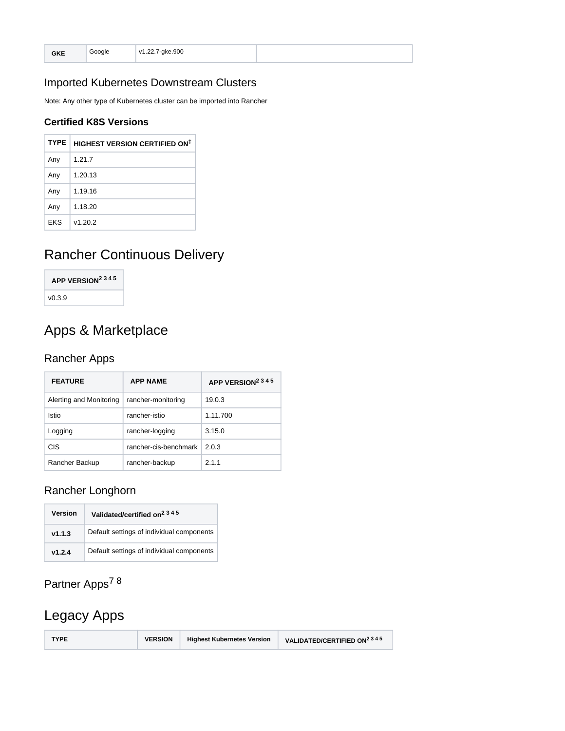| GKE | Google | v1.22.7-gke.900 | |
|---|---|---|---|

## Imported Kubernetes Downstream Clusters

Note: Any other type of Kubernetes cluster can be imported into Rancher

### Certified K8S Versions

| TYPE | HIGHEST VERSION CERTIFIED ON‡ |
|---|---|
| Any | 1.21.7 |
| Any | 1.20.13 |
| Any | 1.19.16 |
| Any | 1.18.20 |
| EKS | v1.20.2 |

# Rancher Continuous Delivery

| APP VERSION[2 3 4 5] |
|---|
| v0.3.9 |

# Apps & Marketplace

## Rancher Apps

| FEATURE | APP NAME | APP VERSION[2 3 4 5] |
|---|---|---|
| Alerting and Monitoring | rancher-monitoring | 19.0.3 |
| Istio | rancher-istio | 1.11.700 |
| Logging | rancher-logging | 3.15.0 |
| CIS | rancher-cis-benchmark | 2.0.3 |
| Rancher Backup | rancher-backup | 2.1.1 |

## Rancher Longhorn

| Version | Validated/certified on[2 3 4 5] |
|---|---|
| **v1.1.3** | Default settings of individual components |
| **v1.2.4** | Default settings of individual components |

## Partner Apps[7 8]

# Legacy Apps

| TYPE | VERSION | Highest Kubernetes Version | VALIDATED/CERTIFIED ON[2 3 4 5] |
|---|---|---|---|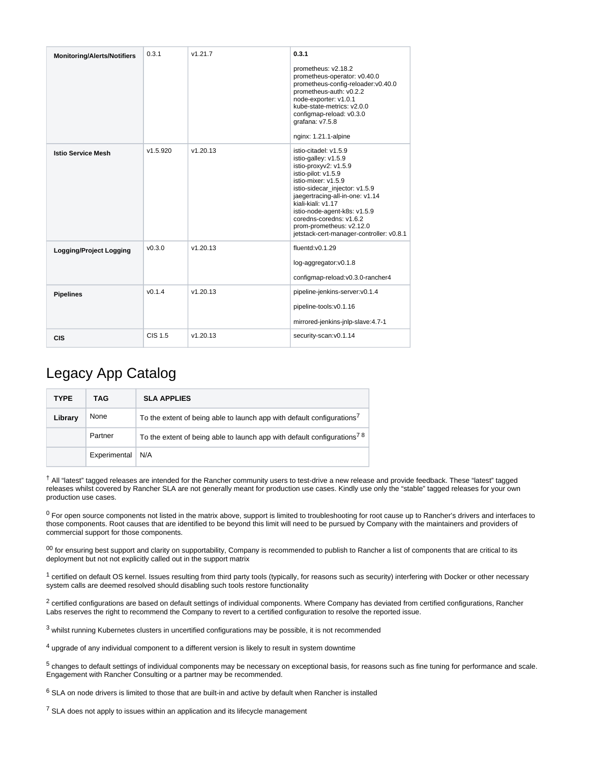| | | | |
|---|---|---|---|
| **Monitoring/Alerts/Notifiers** | 0.3.1 | v1.21.7 | **0.3.1**<br><br>prometheus: v2.18.2<br>prometheus-operator: v0.40.0<br>prometheus-config-reloader:v0.40.0<br>prometheus-auth: v0.2.2<br>node-exporter: v1.0.1<br>kube-state-metrics: v2.0.0<br>configmap-reload: v0.3.0<br>grafana: v7.5.8<br><br>nginx: 1.21.1-alpine |
| **Istio Service Mesh** | v1.5.920 | v1.20.13 | istio-citadel: v1.5.9<br>istio-galley: v1.5.9<br>istio-proxyv2: v1.5.9<br>istio-pilot: v1.5.9<br>istio-mixer: v1.5.9<br>istio-sidecar_injector: v1.5.9<br>jaegertracing-all-in-one: v1.14<br>kiali-kiali: v1.17<br>istio-node-agent-k8s: v1.5.9<br>coredns-coredns: v1.6.2<br>prom-prometheus: v2.12.0<br>jetstack-cert-manager-controller: v0.8.1 |
| **Logging/Project Logging** | v0.3.0 | v1.20.13 | fluentd:v0.1.29<br><br>log-aggregator:v0.1.8<br><br>configmap-reload:v0.3.0-rancher4 |
| **Pipelines** | v0.1.4 | v1.20.13 | pipeline-jenkins-server:v0.1.4<br><br>pipeline-tools:v0.1.16<br><br>mirrored-jenkins-jnlp-slave:4.7-1 |
| **CIS** | CIS 1.5 | v1.20.13 | security-scan:v0.1.14 |

# Legacy App Catalog

| TYPE | TAG | SLA APPLIES |
|---|---|---|
| **Library** | None | To the extent of being able to launch app with default configurations[7] |
| | Partner | To the extent of being able to launch app with default configurations[7] [8] |
| | Experimental | N/A |

[†] All “latest” tagged releases are intended for the Rancher community users to test-drive a new release and provide feedback. These “latest” tagged releases whilst covered by Rancher SLA are not generally meant for production use cases. Kindly use only the “stable” tagged releases for your own production use cases.

[0] For open source components not listed in the matrix above, support is limited to troubleshooting for root cause up to Rancher's drivers and interfaces to those components. Root causes that are identified to be beyond this limit will need to be pursued by Company with the maintainers and providers of commercial support for those components.

[00] for ensuring best support and clarity on supportability, Company is recommended to publish to Rancher a list of components that are critical to its deployment but not not explicitly called out in the support matrix

[1] certified on default OS kernel. Issues resulting from third party tools (typically, for reasons such as security) interfering with Docker or other necessary system calls are deemed resolved should disabling such tools restore functionality

[2] certified configurations are based on default settings of individual components. Where Company has deviated from certified configurations, Rancher Labs reserves the right to recommend the Company to revert to a certified configuration to resolve the reported issue.

[3] whilst running Kubernetes clusters in uncertified configurations may be possible, it is not recommended

[4] upgrade of any individual component to a different version is likely to result in system downtime

[5] changes to default settings of individual components may be necessary on exceptional basis, for reasons such as fine tuning for performance and scale. Engagement with Rancher Consulting or a partner may be recommended.

[6] SLA on node drivers is limited to those that are built-in and active by default when Rancher is installed

[7] SLA does not apply to issues within an application and its lifecycle management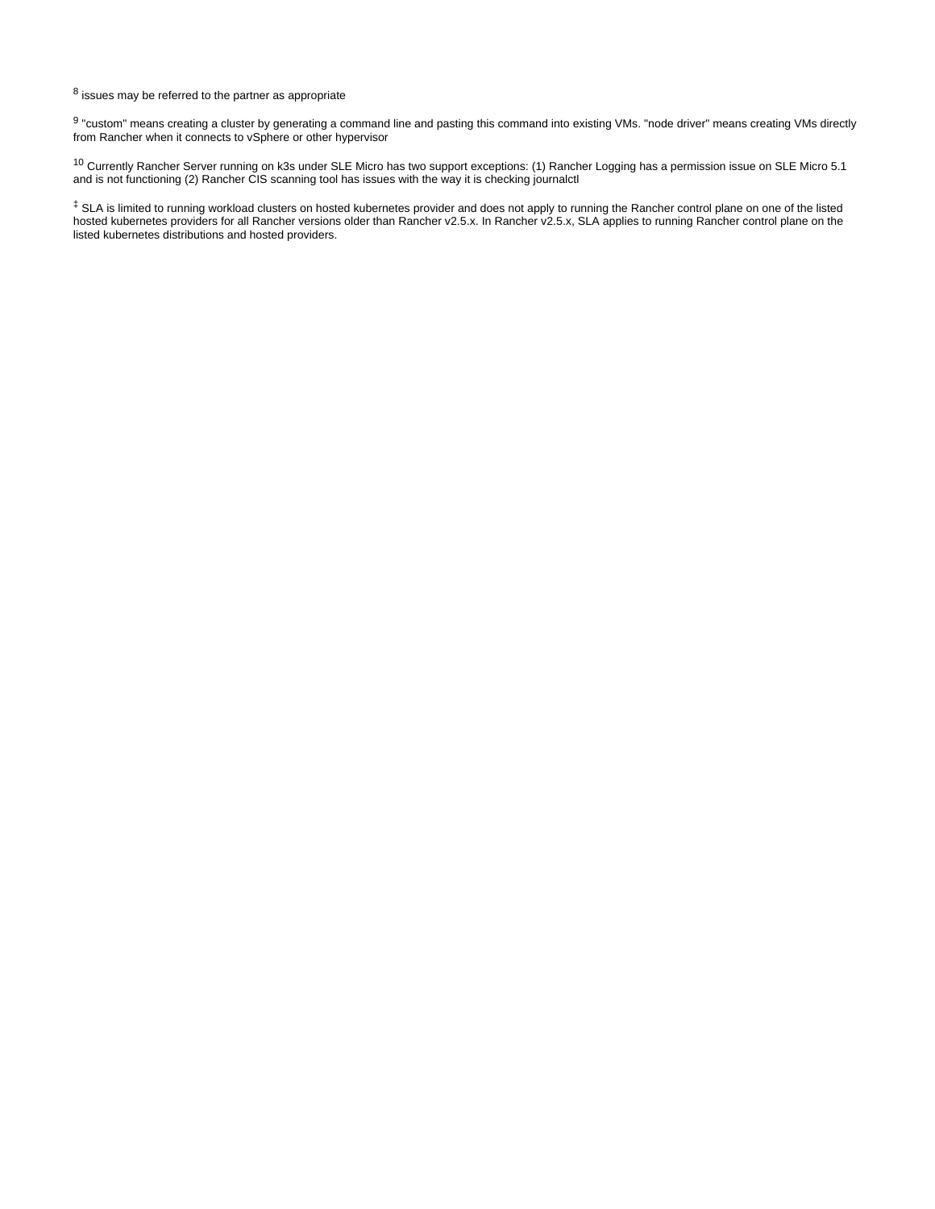[8] issues may be referred to the partner as appropriate

[9] "custom" means creating a cluster by generating a command line and pasting this command into existing VMs. "node driver" means creating VMs directly from Rancher when it connects to vSphere or other hypervisor

[10] Currently Rancher Server running on k3s under SLE Micro has two support exceptions: (1) Rancher Logging has a permission issue on SLE Micro 5.1 and is not functioning (2) Rancher CIS scanning tool has issues with the way it is checking journalctl

[‡] SLA is limited to running workload clusters on hosted kubernetes provider and does not apply to running the Rancher control plane on one of the listed hosted kubernetes providers for all Rancher versions older than Rancher v2.5.x. In Rancher v2.5.x, SLA applies to running Rancher control plane on the listed kubernetes distributions and hosted providers.